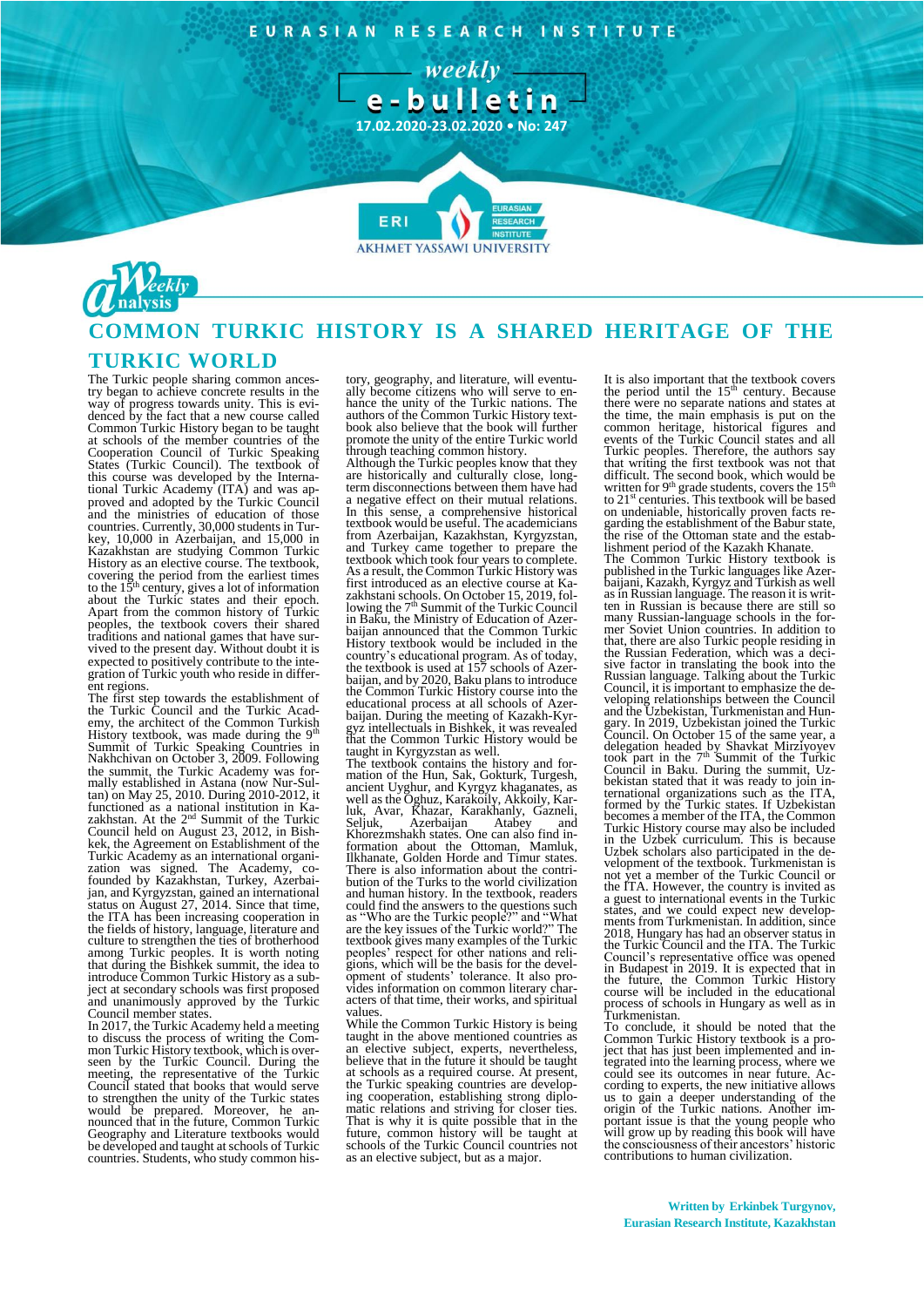EURASIAN RESEARCH INSTITUTE

*weekly*

**e-bulletin**

**17.02.2020-23.02.2020 • No: 247**

Weekly Analysis

# COMMON TURKIC HISTORY IS A SHARED HERITAGE OF THE TURKIC WORLD

The Turkic people sharing common ancestry began to achieve concrete results in the way of progress towards unity. This is evidenced by the fact that a new course called Common Turkic History began to be taught at schools of the member countries of the Cooperation Council of Turkic Speaking States (Turkic Council). The textbook of this course was developed by the International Turkic Academy (ITA) and was approved and adopted by the Turkic Council and the ministries of education of those countries. Currently, 30,000 students in Turkey, 10,000 in Azerbaijan, and 15,000 in Kazakhstan are studying Common Turkic History as an elective course. The textbook, covering the period from the earliest times to the 15th century, gives a lot of information about the Turkic states and their epoch. Apart from the common history of Turkic peoples, the textbook covers their shared traditions and national games that have survived to the present day. Without doubt it is expected to positively contribute to the integration of Turkic youth who reside in different regions.

The first step towards the establishment of the Turkic Council and the Turkic Academy, the architect of the Common Turkish History textbook, was made during the 9th Summit of Turkic Speaking Countries in Nakhchivan on October 3, 2009. Following the summit, the Turkic Academy was formally established in Astana (now Nur-Sultan) on May 25, 2010. During 2010-2012, it functioned as a national institution in Kazakhstan. At the 2nd Summit of the Turkic Council held on August 23, 2012, in Bishkek, the Agreement on Establishment of the Turkic Academy as an international organization was signed. The Academy, co-founded by Kazakhstan, Turkey, Azerbaijan, and Kyrgyzstan, gained an international status on August 27, 2014. Since that time, the ITA has been increasing cooperation in the fields of history, language, literature and culture to strengthen the ties of brotherhood among Turkic peoples. It is worth noting that during the Bishkek summit, the idea to introduce Common Turkic History as a subject at secondary schools was first proposed and unanimously approved by the Turkic Council member states.

In 2017, the Turkic Academy held a meeting to discuss the process of writing the Common Turkic History textbook, which is overseen by the Turkic Council. During the meeting, the representative of the Turkic Council stated that books that would serve to strengthen the unity of the Turkic states would be prepared. Moreover, he announced that in the future, Common Turkic Geography and Literature textbooks would be developed and taught at schools of Turkic Council countries. Students, who study common history, geography, and literature, will eventually become citizens who will serve to enhance the unity of the Turkic nations. The authors of the Common Turkic History textbook also believe that the book will further promote the unity of the entire Turkic world through teaching common history.

Although the Turkic peoples know that they are historically and culturally close, long-term disconnections between them have had a negative effect on their mutual relations. In this sense, a comprehensive historical textbook would be useful. The academicians from Azerbaijan, Kazakhstan, Kyrgyzstan, and Turkey came together to prepare the textbook which took four years to complete.

As a result, the Common Turkic History was first introduced as an elective course at Kazakhstani schools. On October 15, 2019, following the 7th Summit of the Turkic Council in Baku, the Ministry of Education of Azerbaijan announced that the Common Turkic History textbook would be included in the country's educational program. As of today, the textbook is used at 157 schools of Azerbaijan, and by 2020, Baku plans to introduce the Common Turkic History course into the educational process at all schools of Azerbaijan. During the meeting of Kazakh-Kyrgyz intellectuals in Bishkek, it was revealed that the Common Turkic History would be taught in Kyrgyzstan as well.

The textbook contains the history and formation of the Hun, Sak, Gokturk, Turgesh, ancient Uyghur, and Kyrgyz khaganates, as well as the Oghuz, Karakoily, Akkoily, Karluk, Avar, Khazar, Karakhanly, Gazneli, Seljuk, Azerbaijan Atabey and Khorezmshakh states. One can also find information about the Ottoman, Mamluk, Ilkhanate, Golden Horde and Timur states. There is also information about the contribution of the Turks to the world civilization and human history. In the textbook, readers could find the answers to the questions such as "Who are the Turkic people?" and "What are the key issues of the Turkic world?" The textbook gives many examples of the Turkic peoples' respect for other nations and religions, which will be the basis for the development of students' tolerance. It also provides information on common literary characters of that time, their works, and spiritual values.

While the Common Turkic History is being taught in the above mentioned countries as an elective subject, experts, nevertheless, believe that in the future it should be taught at schools as a required course. At present, the Turkic speaking countries are developing cooperation, establishing strong diplomatic relations and striving for closer ties. That is why it is quite possible that in the future, common history will be taught at schools of the Turkic Council countries not as an elective subject, but as a major.

It is also important that the textbook covers the period until the 15th century. Because there were no separate nations and states at the time, the main emphasis is put on the common heritage, historical figures and events of the Turkic Council states and all Turkic peoples. Therefore, the authors say that writing the first textbook was not that difficult. The second book, which would be written for 9th grade students, covers the 15th to 21st centuries. This textbook will be based on undeniable, historically proven facts regarding the establishment of the Babur state, the rise of the Ottoman state and the establishment period of the Kazakh Khanate.

The Common Turkic History textbook is published in the Turkic languages like Azerbaijani, Kazakh, Kyrgyz and Turkish as well as in Russian language. The reason it is written in Russian is because there are still so many Russian-language schools in the former Soviet Union countries. In addition to that, there are also Turkic people residing in the Russian Federation, which was a decisive factor in translating the book into the Russian language. Talking about the Turkic Council, it is important to emphasize the developing relationships between the Council and the Uzbekistan, Turkmenistan and Hungary. In 2019, Uzbekistan joined the Turkic Council. On October 15 of the same year, a delegation headed by Shavkat Mirziyoyev took part in the 7th Summit of the Turkic Council in Baku. During the summit, Uzbekistan stated that it was ready to join international organizations such as the ITA, formed by the Turkic states. If Uzbekistan becomes a member of the ITA, the Common Turkic History course may also be included in the Uzbek curriculum. This is because Uzbek scholars also participated in the development of the textbook. Turkmenistan is not yet a member of the Turkic Council or the ITA. However, the country is invited as a guest to international events in the Turkic states, and we could expect new developments from Turkmenistan. In addition, since 2018, Hungary has had an observer status in the Turkic Council and the ITA. The Turkic Council's representative office was opened in Budapest in 2019. It is expected that in the future, the Common Turkic History course will be included in the educational process of schools in Hungary as well as in Turkmenistan.

To conclude, it should be noted that the Common Turkic History textbook is a project that has just been implemented and integrated into the learning process, where we could see its outcomes in near future. According to experts, the new initiative allows us to gain a deeper understanding of the origin of the Turkic nations. Another important issue is that the young people who will grow up by reading this book will have the consciousness of their ancestors' historic contributions to human civilization.

**Written by Erkinbek Turgynov,**
**Eurasian Research Institute, Kazakhstan**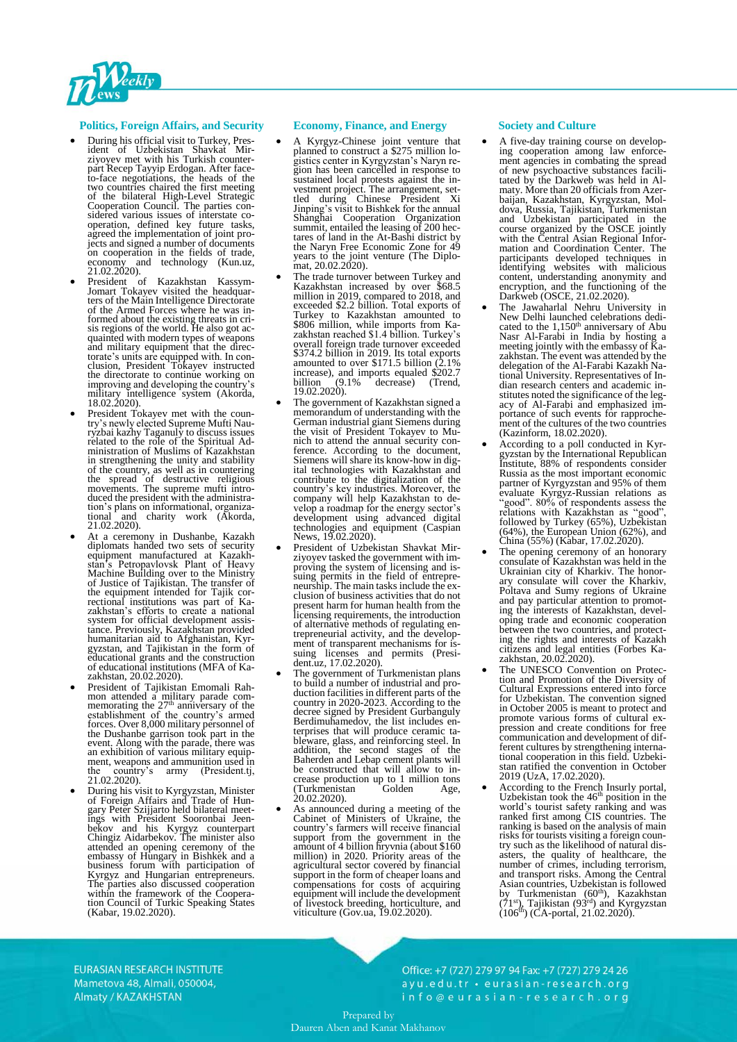## Politics, Foreign Affairs, and Security

- During his official visit to Turkey, President of Uzbekistan Shavkat Mirziyoyev met with his Turkish counterpart Recep Tayyip Erdogan. After face-to-face negotiations, the heads of the two countries chaired the first meeting of the bilateral High-Level Strategic Cooperation Council. The parties considered various issues of interstate cooperation, defined key future tasks, agreed the implementation of joint projects and signed a number of documents on cooperation in the fields of trade, economy and technology (Kun.uz, 21.02.2020).
- President of Kazakhstan Kassym-Jomart Tokayev visited the headquarters of the Main Intelligence Directorate of the Armed Forces where he was informed about the existing threats in crisis regions of the world. He also got acquainted with modern types of weapons and military equipment that the directorate's units are equipped with. In conclusion, President Tokayev instructed the directorate to continue working on improving and developing the country's military intelligence system (Akorda, 18.02.2020).
- President Tokayev met with the country's newly elected Supreme Mufti Nauryzbai kazhy Taganuly to discuss issues related to the role of the Spiritual Administration of Muslims of Kazakhstan in strengthening the unity and stability of the country, as well as in countering the spread of destructive religious movements. The supreme mufti introduced the president with the administration's plans on informational, organizational and charity work (Akorda, 21.02.2020).
- At a ceremony in Dushanbe, Kazakh diplomats handed two sets of security equipment manufactured at Kazakhstan's Petropavlovsk Plant of Heavy Machine Building over to the Ministry of Justice of Tajikistan. The transfer of the equipment intended for Tajik correctional institutions was part of Kazakhstan's efforts to create a national system for official development assistance. Previously, Kazakhstan provided humanitarian aid to Afghanistan, Kyrgyzstan, and Tajikistan in the form of educational grants and the construction of educational institutions (MFA of Kazakhstan, 20.02.2020).
- President of Tajikistan Emomali Rahmon attended a military parade commemorating the 27th anniversary of the establishment of the country's armed forces. Over 8,000 military personnel of the Dushanbe garrison took part in the event. Along with the parade, there was an exhibition of various military equipment, weapons and ammunition used in the country's army (President.tj, 21.02.2020).
- During his visit to Kyrgyzstan, Minister of Foreign Affairs and Trade of Hungary Peter Szijjarto held bilateral meetings with President Sooronbai Jeenbekov and his Kyrgyz counterpart Chingiz Aidarbekov. The minister also attended an opening ceremony of the embassy of Hungary in Bishkek and a business forum with participation of Kyrgyz and Hungarian entrepreneurs. The parties also discussed cooperation within the framework of the Cooperation Council of Turkic Speaking States (Kabar, 19.02.2020).

## Economy, Finance, and Energy

- A Kyrgyz-Chinese joint venture that planned to construct a $275 million logistics center in Kyrgyzstan's Naryn region has been cancelled in response to sustained local protests against the investment project. The arrangement, settled during Chinese President Xi Jinping's visit to Bishkek for the annual Shanghai Cooperation Organization summit, entailed the leasing of 200 hectares of land in the At-Bashi district by the Naryn Free Economic Zone for 49 years to the joint venture (The Diplomat, 20.02.2020).
- The trade turnover between Turkey and Kazakhstan increased by over $68.5 million in 2019, compared to 2018, and exceeded $2.2 billion. Total exports of Turkey to Kazakhstan amounted to $806 million, while imports from Kazakhstan reached $1.4 billion. Turkey's overall foreign trade turnover exceeded $374.2 billion in 2019. Its total exports amounted to over $171.5 billion (2.1% increase), and imports equaled $202.7 billion (9.1% decrease) (Trend, 19.02.2020).
- The government of Kazakhstan signed a memorandum of understanding with the German industrial giant Siemens during the visit of President Tokayev to Munich to attend the annual security conference. According to the document, Siemens will share its know-how in digital technologies with Kazakhstan and contribute to the digitalization of the country's key industries. Moreover, the company will help Kazakhstan to develop a roadmap for the energy sector's development using advanced digital technologies and equipment (Caspian News, 19.02.2020).
- President of Uzbekistan Shavkat Mirziyoyev tasked the government with improving the system of licensing and issuing permits in the field of entrepreneurship. The main tasks include the exclusion of business activities that do not present harm for human health from the licensing requirements, the introduction of alternative methods of regulating entrepreneurial activity, and the development of transparent mechanisms for issuing licenses and permits (President.uz, 17.02.2020).
- The government of Turkmenistan plans to build a number of industrial and production facilities in different parts of the country in 2020-2023. According to the decree signed by President Gurbanguly Berdimuhamedov, the list includes enterprises that will produce ceramic tableware, glass, and reinforcing steel. In addition, the second stages of the Baherden and Lebap cement plants will be constructed that will allow to increase production up to 1 million tons (Turkmenistan Golden Age, 20.02.2020).
- As announced during a meeting of the Cabinet of Ministers of Ukraine, the country's farmers will receive financial support from the government in the amount of 4 billion hryvnia (about $160 million) in 2020. Priority areas of the agricultural sector covered by financial support in the form of cheaper loans and compensations for costs of acquiring equipment will include the development of livestock breeding, horticulture, and viticulture (Gov.ua, 19.02.2020).

## Society and Culture

- A five-day training course on developing cooperation among law enforcement agencies in combating the spread of new psychoactive substances facilitated by the Darkweb was held in Almaty. More than 20 officials from Azerbaijan, Kazakhstan, Kyrgyzstan, Moldova, Russia, Tajikistan, Turkmenistan and Uzbekistan participated in the course organized by the OSCE jointly with the Central Asian Regional Information and Coordination Center. The participants developed techniques in identifying websites with malicious content, understanding anonymity and encryption, and the functioning of the Darkweb (OSCE, 21.02.2020).
- The Jawaharlal Nehru University in New Delhi launched celebrations dedicated to the 1,150th anniversary of Abu Nasr Al-Farabi in India by hosting a meeting jointly with the embassy of Kazakhstan. The event was attended by the delegation of the Al-Farabi Kazakh National University. Representatives of Indian research centers and academic institutes noted the significance of the legacy of Al-Farabi and emphasized importance of such events for rapprochement of the cultures of the two countries (Kazinform, 18.02.2020).
- According to a poll conducted in Kyrgyzstan by the International Republican Institute, 88% of respondents consider Russia as the most important economic partner of Kyrgyzstan and 95% of them evaluate Kyrgyz-Russian relations as "good". 80% of respondents assess the relations with Kazakhstan as "good", followed by Turkey (65%), Uzbekistan (64%), the European Union (62%), and China (55%) (Kabar, 17.02.2020).
- The opening ceremony of an honorary consulate of Kazakhstan was held in the Ukrainian city of Kharkiv. The honorary consulate will cover the Kharkiv, Poltava and Sumy regions of Ukraine and pay particular attention to promoting the interests of Kazakhstan, developing trade and economic cooperation between the two countries, and protecting the rights and interests of Kazakh citizens and legal entities (Forbes Kazakhstan, 20.02.2020).
- The UNESCO Convention on Protection and Promotion of the Diversity of Cultural Expressions entered into force for Uzbekistan. The convention signed in October 2005 is meant to protect and promote various forms of cultural expression and create conditions for free communication and development of different cultures by strengthening international cooperation in this field. Uzbekistan ratified the convention in October 2019 (UzA, 17.02.2020).
- According to the French Insurly portal, Uzbekistan took the 46th position in the world's tourist safety ranking and was ranked first among CIS countries. The ranking is based on the analysis of main risks for tourists visiting a foreign country such as the likelihood of natural disasters, the quality of healthcare, the number of crimes, including terrorism, and transport risks. Among the Central Asian countries, Uzbekistan is followed by Turkmenistan (60th), Kazakhstan (71st), Tajikistan (93rd) and Kyrgyzstan (106th) (CA-portal, 21.02.2020).

EURASIAN RESEARCH INSTITUTE
Mametova 48, Almali, 050004,
Almaty / KAZAKHSTAN

Office: +7 (727) 279 97 94 Fax: +7 (727) 279 24 26
ayu.edu.tr • eurasian-research.org
info@eurasian-research.org

Prepared by
Dauren Aben and Kanat Makhanov